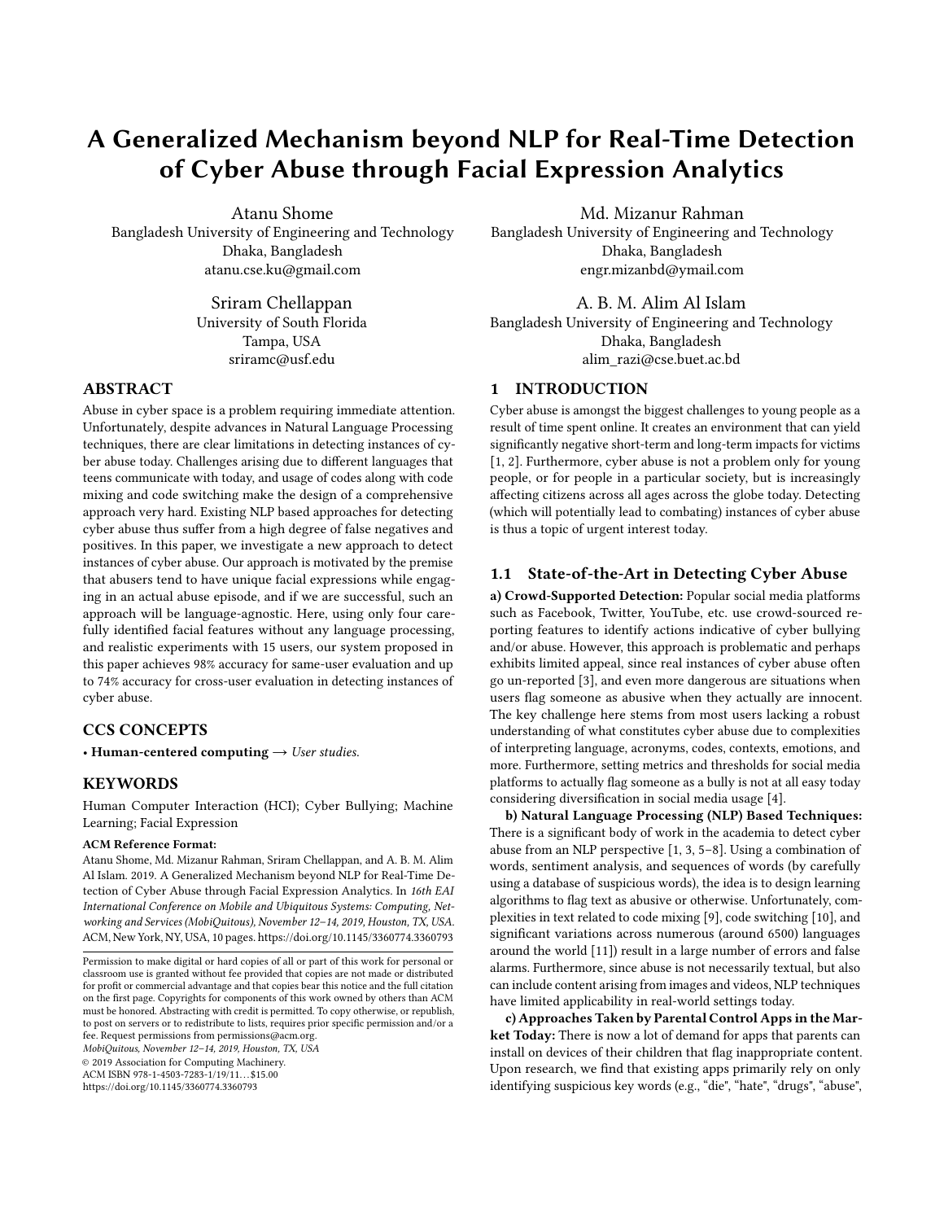# A Generalized Mechanism beyond NLP for Real-Time Detection of Cyber Abuse through Facial Expression Analytics

Atanu Shome
Bangladesh University of Engineering and Technology
Dhaka, Bangladesh
atanu.cse.ku@gmail.com

Md. Mizanur Rahman
Bangladesh University of Engineering and Technology
Dhaka, Bangladesh
engr.mizanbd@ymail.com

Sriram Chellappan
University of South Florida
Tampa, USA
sriramc@usf.edu

A. B. M. Alim Al Islam
Bangladesh University of Engineering and Technology
Dhaka, Bangladesh
alim_razi@cse.buet.ac.bd

## ABSTRACT

Abuse in cyber space is a problem requiring immediate attention. Unfortunately, despite advances in Natural Language Processing techniques, there are clear limitations in detecting instances of cyber abuse today. Challenges arising due to different languages that teens communicate with today, and usage of codes along with code mixing and code switching make the design of a comprehensive approach very hard. Existing NLP based approaches for detecting cyber abuse thus suffer from a high degree of false negatives and positives. In this paper, we investigate a new approach to detect instances of cyber abuse. Our approach is motivated by the premise that abusers tend to have unique facial expressions while engaging in an actual abuse episode, and if we are successful, such an approach will be language-agnostic. Here, using only four carefully identified facial features without any language processing, and realistic experiments with 15 users, our system proposed in this paper achieves 98% accuracy for same-user evaluation and up to 74% accuracy for cross-user evaluation in detecting instances of cyber abuse.

## CCS CONCEPTS

• **Human-centered computing** → *User studies.*

## KEYWORDS

Human Computer Interaction (HCI); Cyber Bullying; Machine Learning; Facial Expression

**ACM Reference Format:**
Atanu Shome, Md. Mizanur Rahman, Sriram Chellappan, and A. B. M. Alim Al Islam. 2019. A Generalized Mechanism beyond NLP for Real-Time Detection of Cyber Abuse through Facial Expression Analytics. In *16th EAI International Conference on Mobile and Ubiquitous Systems: Computing, Networking and Services (MobiQuitous), November 12–14, 2019, Houston, TX, USA.* ACM, New York, NY, USA, 10 pages. https://doi.org/10.1145/3360774.3360793

Permission to make digital or hard copies of all or part of this work for personal or classroom use is granted without fee provided that copies are not made or distributed for profit or commercial advantage and that copies bear this notice and the full citation on the first page. Copyrights for components of this work owned by others than ACM must be honored. Abstracting with credit is permitted. To copy otherwise, or republish, to post on servers or to redistribute to lists, requires prior specific permission and/or a fee. Request permissions from permissions@acm.org.
*MobiQuitous, November 12–14, 2019, Houston, TX, USA*
© 2019 Association for Computing Machinery.
ACM ISBN 978-1-4503-7283-1/19/11…$15.00
https://doi.org/10.1145/3360774.3360793

## 1 INTRODUCTION

Cyber abuse is amongst the biggest challenges to young people as a result of time spent online. It creates an environment that can yield significantly negative short-term and long-term impacts for victims [1, 2]. Furthermore, cyber abuse is not a problem only for young people, or for people in a particular society, but is increasingly affecting citizens across all ages across the globe today. Detecting (which will potentially lead to combating) instances of cyber abuse is thus a topic of urgent interest today.

### 1.1 State-of-the-Art in Detecting Cyber Abuse

**a) Crowd-Supported Detection:** Popular social media platforms such as Facebook, Twitter, YouTube, etc. use crowd-sourced reporting features to identify actions indicative of cyber bullying and/or abuse. However, this approach is problematic and perhaps exhibits limited appeal, since real instances of cyber abuse often go un-reported [3], and even more dangerous are situations when users flag someone as abusive when they actually are innocent. The key challenge here stems from most users lacking a robust understanding of what constitutes cyber abuse due to complexities of interpreting language, acronyms, codes, contexts, emotions, and more. Furthermore, setting metrics and thresholds for social media platforms to actually flag someone as a bully is not at all easy today considering diversification in social media usage [4].

**b) Natural Language Processing (NLP) Based Techniques:** There is a significant body of work in the academia to detect cyber abuse from an NLP perspective [1, 3, 5–8]. Using a combination of words, sentiment analysis, and sequences of words (by carefully using a database of suspicious words), the idea is to design learning algorithms to flag text as abusive or otherwise. Unfortunately, complexities in text related to code mixing [9], code switching [10], and significant variations across numerous (around 6500) languages around the world [11]) result in a large number of errors and false alarms. Furthermore, since abuse is not necessarily textual, but also can include content arising from images and videos, NLP techniques have limited applicability in real-world settings today.

**c) Approaches Taken by Parental Control Apps in the Market Today:** There is now a lot of demand for apps that parents can install on devices of their children that flag inappropriate content. Upon research, we find that existing apps primarily rely on only identifying suspicious key words (e.g., "die", "hate", "drugs", "abuse",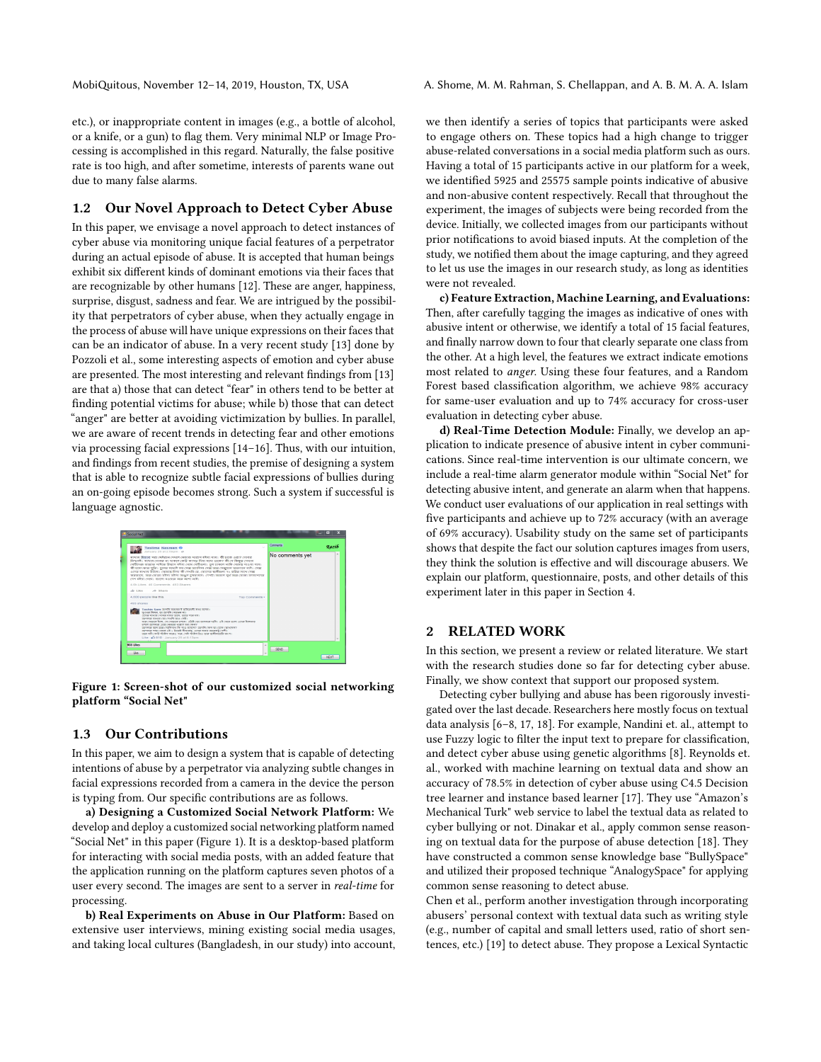etc.), or inappropriate content in images (e.g., a bottle of alcohol, or a knife, or a gun) to flag them. Very minimal NLP or Image Processing is accomplished in this regard. Naturally, the false positive rate is too high, and after sometime, interests of parents wane out due to many false alarms.

### 1.2 Our Novel Approach to Detect Cyber Abuse

In this paper, we envisage a novel approach to detect instances of cyber abuse via monitoring unique facial features of a perpetrator during an actual episode of abuse. It is accepted that human beings exhibit six different kinds of dominant emotions via their faces that are recognizable by other humans [12]. These are anger, happiness, surprise, disgust, sadness and fear. We are intrigued by the possibility that perpetrators of cyber abuse, when they actually engage in the process of abuse will have unique expressions on their faces that can be an indicator of abuse. In a very recent study [13] done by Pozzoli et al., some interesting aspects of emotion and cyber abuse are presented. The most interesting and relevant findings from [13] are that a) those that can detect "fear" in others tend to be better at finding potential victims for abuse; while b) those that can detect "anger" are better at avoiding victimization by bullies. In parallel, we are aware of recent trends in detecting fear and other emotions via processing facial expressions [14–16]. Thus, with our intuition, and findings from recent studies, the premise of designing a system that is able to recognize subtle facial expressions of bullies during an on-going episode becomes strong. Such a system if successful is language agnostic.

Figure 1: Screen-shot of our customized social networking platform "Social Net"

### 1.3 Our Contributions

In this paper, we aim to design a system that is capable of detecting intentions of abuse by a perpetrator via analyzing subtle changes in facial expressions recorded from a camera in the device the person is typing from. Our specific contributions are as follows.

**a) Designing a Customized Social Network Platform:** We develop and deploy a customized social networking platform named "Social Net" in this paper (Figure 1). It is a desktop-based platform for interacting with social media posts, with an added feature that the application running on the platform captures seven photos of a user every second. The images are sent to a server in *real-time* for processing.

**b) Real Experiments on Abuse in Our Platform:** Based on extensive user interviews, mining existing social media usages, and taking local cultures (Bangladesh, in our study) into account, we then identify a series of topics that participants were asked to engage others on. These topics had a high change to trigger abuse-related conversations in a social media platform such as ours. Having a total of 15 participants active in our platform for a week, we identified 5925 and 25575 sample points indicative of abusive and non-abusive content respectively. Recall that throughout the experiment, the images of subjects were being recorded from the device. Initially, we collected images from our participants without prior notifications to avoid biased inputs. At the completion of the study, we notified them about the image capturing, and they agreed to let us use the images in our research study, as long as identities were not revealed.

**c) Feature Extraction, Machine Learning, and Evaluations:** Then, after carefully tagging the images as indicative of ones with abusive intent or otherwise, we identify a total of 15 facial features, and finally narrow down to four that clearly separate one class from the other. At a high level, the features we extract indicate emotions most related to *anger*. Using these four features, and a Random Forest based classification algorithm, we achieve 98% accuracy for same-user evaluation and up to 74% accuracy for cross-user evaluation in detecting cyber abuse.

**d) Real-Time Detection Module:** Finally, we develop an application to indicate presence of abusive intent in cyber communications. Since real-time intervention is our ultimate concern, we include a real-time alarm generator module within "Social Net" for detecting abusive intent, and generate an alarm when that happens. We conduct user evaluations of our application in real settings with five participants and achieve up to 72% accuracy (with an average of 69% accuracy). Usability study on the same set of participants shows that despite the fact our solution captures images from users, they think the solution is effective and will discourage abusers. We explain our platform, questionnaire, posts, and other details of this experiment later in this paper in Section 4.

## 2 RELATED WORK

In this section, we present a review or related literature. We start with the research studies done so far for detecting cyber abuse. Finally, we show context that support our proposed system.

Detecting cyber bullying and abuse has been rigorously investigated over the last decade. Researchers here mostly focus on textual data analysis [6–8, 17, 18]. For example, Nandini et. al., attempt to use Fuzzy logic to filter the input text to prepare for classification, and detect cyber abuse using genetic algorithms [8]. Reynolds et. al., worked with machine learning on textual data and show an accuracy of 78.5% in detection of cyber abuse using C4.5 Decision tree learner and instance based learner [17]. They use "Amazon's Mechanical Turk" web service to label the textual data as related to cyber bullying or not. Dinakar et al., apply common sense reasoning on textual data for the purpose of abuse detection [18]. They have constructed a common sense knowledge base "BullySpace" and utilized their proposed technique "AnalogySpace" for applying common sense reasoning to detect abuse.

Chen et al., perform another investigation through incorporating abusers' personal context with textual data such as writing style (e.g., number of capital and small letters used, ratio of short sentences, etc.) [19] to detect abuse. They propose a Lexical Syntactic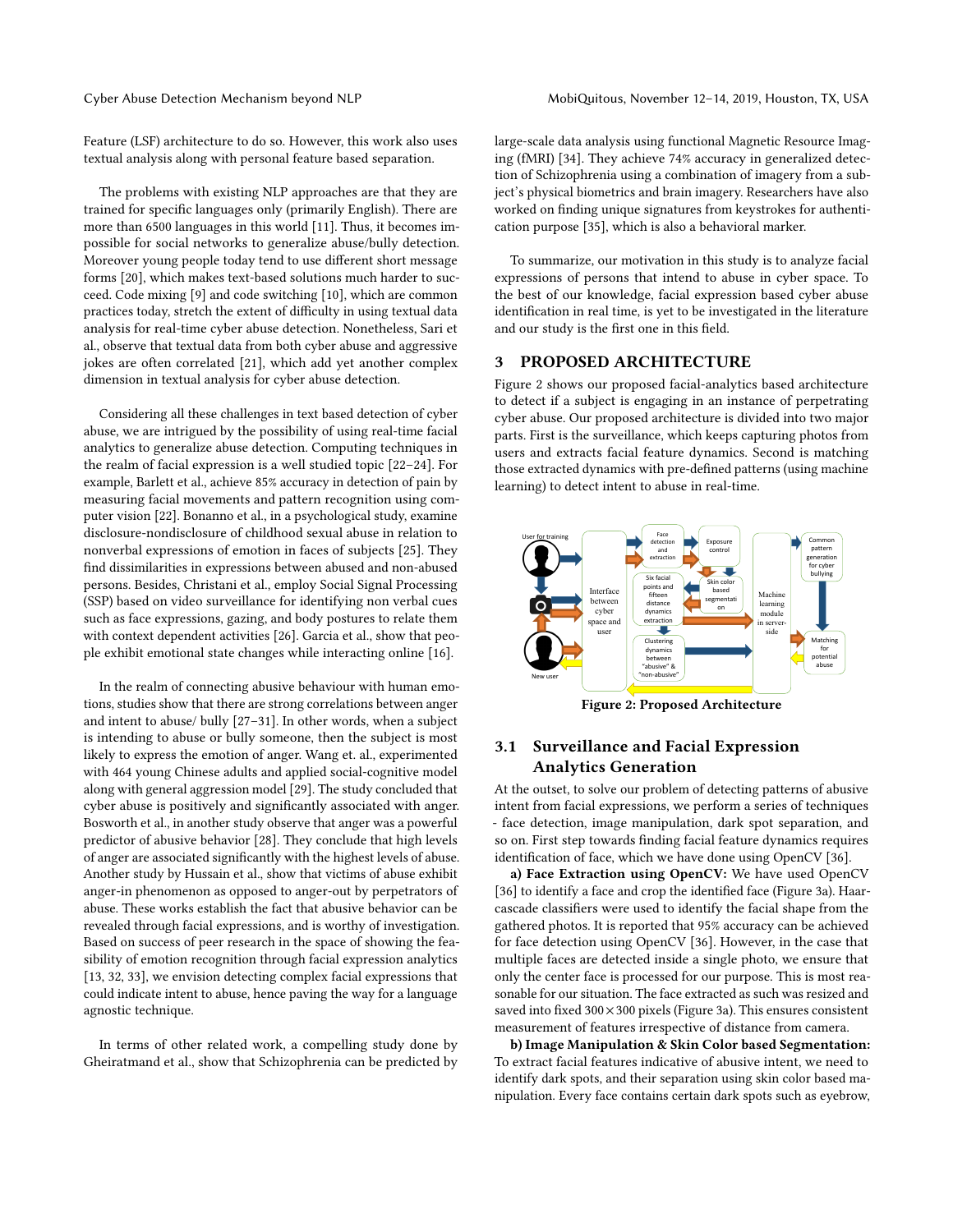Feature (LSF) architecture to do so. However, this work also uses textual analysis along with personal feature based separation.

The problems with existing NLP approaches are that they are trained for specific languages only (primarily English). There are more than 6500 languages in this world [11]. Thus, it becomes impossible for social networks to generalize abuse/bully detection. Moreover young people today tend to use different short message forms [20], which makes text-based solutions much harder to succeed. Code mixing [9] and code switching [10], which are common practices today, stretch the extent of difficulty in using textual data analysis for real-time cyber abuse detection. Nonetheless, Sari et al., observe that textual data from both cyber abuse and aggressive jokes are often correlated [21], which add yet another complex dimension in textual analysis for cyber abuse detection.

Considering all these challenges in text based detection of cyber abuse, we are intrigued by the possibility of using real-time facial analytics to generalize abuse detection. Computing techniques in the realm of facial expression is a well studied topic [22–24]. For example, Barlett et al., achieve 85% accuracy in detection of pain by measuring facial movements and pattern recognition using computer vision [22]. Bonanno et al., in a psychological study, examine disclosure-nondisclosure of childhood sexual abuse in relation to nonverbal expressions of emotion in faces of subjects [25]. They find dissimilarities in expressions between abused and non-abused persons. Besides, Christani et al., employ Social Signal Processing (SSP) based on video surveillance for identifying non verbal cues such as face expressions, gazing, and body postures to relate them with context dependent activities [26]. Garcia et al., show that people exhibit emotional state changes while interacting online [16].

In the realm of connecting abusive behaviour with human emotions, studies show that there are strong correlations between anger and intent to abuse/ bully [27–31]. In other words, when a subject is intending to abuse or bully someone, then the subject is most likely to express the emotion of anger. Wang et. al., experimented with 464 young Chinese adults and applied social-cognitive model along with general aggression model [29]. The study concluded that cyber abuse is positively and significantly associated with anger. Bosworth et al., in another study observe that anger was a powerful predictor of abusive behavior [28]. They conclude that high levels of anger are associated significantly with the highest levels of abuse. Another study by Hussain et al., show that victims of abuse exhibit anger-in phenomenon as opposed to anger-out by perpetrators of abuse. These works establish the fact that abusive behavior can be revealed through facial expressions, and is worthy of investigation. Based on success of peer research in the space of showing the feasibility of emotion recognition through facial expression analytics [13, 32, 33], we envision detecting complex facial expressions that could indicate intent to abuse, hence paving the way for a language agnostic technique.

In terms of other related work, a compelling study done by Gheiratmand et al., show that Schizophrenia can be predicted by large-scale data analysis using functional Magnetic Resource Imaging (fMRI) [34]. They achieve 74% accuracy in generalized detection of Schizophrenia using a combination of imagery from a subject's physical biometrics and brain imagery. Researchers have also worked on finding unique signatures from keystrokes for authentication purpose [35], which is also a behavioral marker.

To summarize, our motivation in this study is to analyze facial expressions of persons that intend to abuse in cyber space. To the best of our knowledge, facial expression based cyber abuse identification in real time, is yet to be investigated in the literature and our study is the first one in this field.

## 3 PROPOSED ARCHITECTURE

Figure 2 shows our proposed facial-analytics based architecture to detect if a subject is engaging in an instance of perpetrating cyber abuse. Our proposed architecture is divided into two major parts. First is the surveillance, which keeps capturing photos from users and extracts facial feature dynamics. Second is matching those extracted dynamics with pre-defined patterns (using machine learning) to detect intent to abuse in real-time.

**Figure 2: Proposed Architecture**

### 3.1 Surveillance and Facial Expression Analytics Generation

At the outset, to solve our problem of detecting patterns of abusive intent from facial expressions, we perform a series of techniques - face detection, image manipulation, dark spot separation, and so on. First step towards finding facial feature dynamics requires identification of face, which we have done using OpenCV [36].

**a) Face Extraction using OpenCV:** We have used OpenCV [36] to identify a face and crop the identified face (Figure 3a). Haar-cascade classifiers were used to identify the facial shape from the gathered photos. It is reported that 95% accuracy can be achieved for face detection using OpenCV [36]. However, in the case that multiple faces are detected inside a single photo, we ensure that only the center face is processed for our purpose. This is most reasonable for our situation. The face extracted as such was resized and saved into fixed $300 \times 300$ pixels (Figure 3a). This ensures consistent measurement of features irrespective of distance from camera.

**b) Image Manipulation & Skin Color based Segmentation:** To extract facial features indicative of abusive intent, we need to identify dark spots, and their separation using skin color based manipulation. Every face contains certain dark spots such as eyebrow,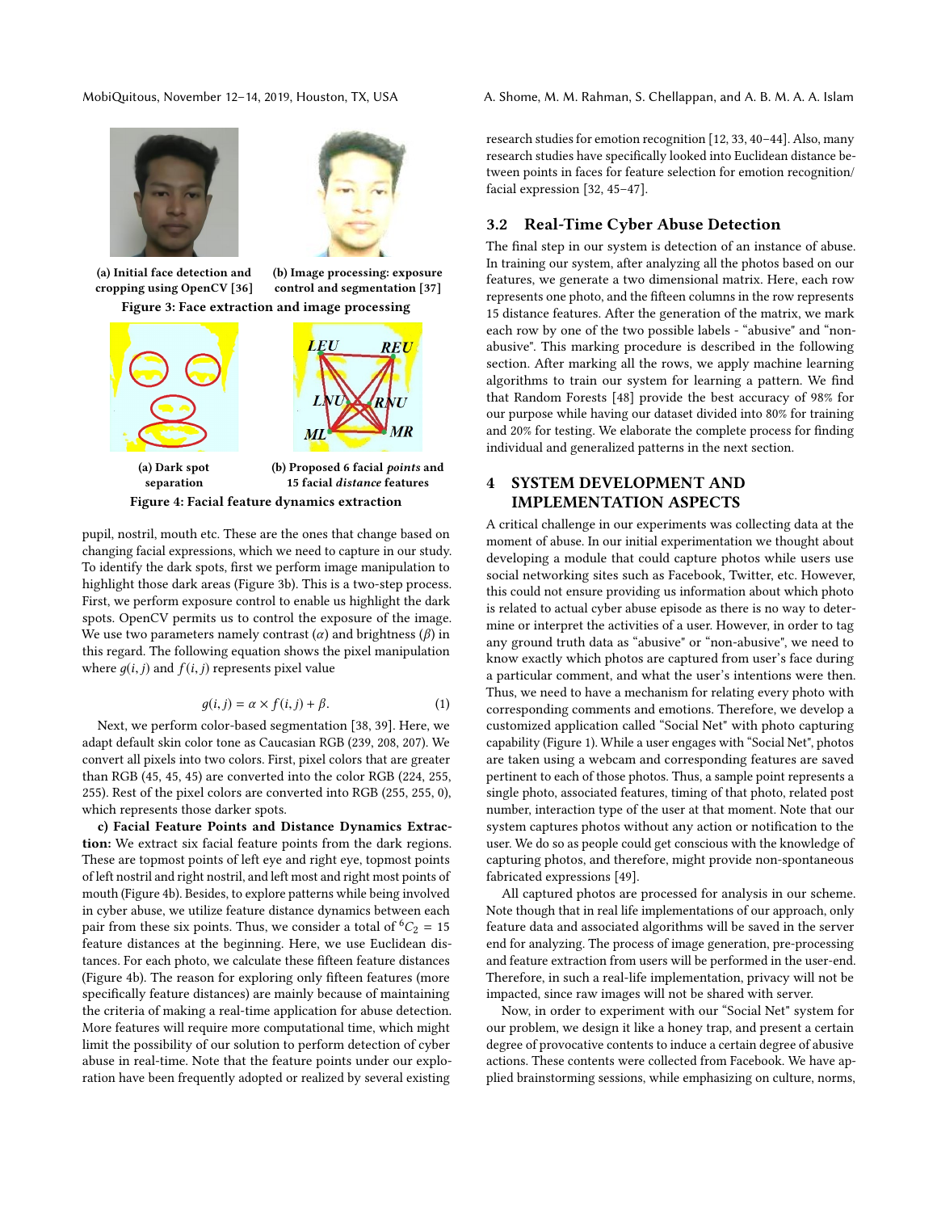(a) Initial face detection and cropping using OpenCV [36]

(b) Image processing: exposure control and segmentation [37]

**Figure 3: Face extraction and image processing**

(a) Dark spot separation

(b) Proposed 6 facial *points* and 15 facial *distance* features

**Figure 4: Facial feature dynamics extraction**

pupil, nostril, mouth etc. These are the ones that change based on changing facial expressions, which we need to capture in our study. To identify the dark spots, first we perform image manipulation to highlight those dark areas (Figure 3b). This is a two-step process. First, we perform exposure control to enable us highlight the dark spots. OpenCV permits us to control the exposure of the image. We use two parameters namely contrast ($\alpha$) and brightness ($\beta$) in this regard. The following equation shows the pixel manipulation where $g(i, j)$ and $f(i, j)$ represents pixel value

$$g(i, j) = \alpha \times f(i, j) + \beta. \quad (1)$$

Next, we perform color-based segmentation [38, 39]. Here, we adapt default skin color tone as Caucasian RGB (239, 208, 207). We convert all pixels into two colors. First, pixel colors that are greater than RGB (45, 45, 45) are converted into the color RGB (224, 255, 255). Rest of the pixel colors are converted into RGB (255, 255, 0), which represents those darker spots.

**c) Facial Feature Points and Distance Dynamics Extraction:** We extract six facial feature points from the dark regions. These are topmost points of left eye and right eye, topmost points of left nostril and right nostril, and left most and right most points of mouth (Figure 4b). Besides, to explore patterns while being involved in cyber abuse, we utilize feature distance dynamics between each pair from these six points. Thus, we consider a total of ${}^{6}C_{2} = 15$ feature distances at the beginning. Here, we use Euclidean distances. For each photo, we calculate these fifteen feature distances (Figure 4b). The reason for exploring only fifteen features (more specifically feature distances) are mainly because of maintaining the criteria of making a real-time application for abuse detection. More features will require more computational time, which might limit the possibility of our solution to perform detection of cyber abuse in real-time. Note that the feature points under our exploration have been frequently adopted or realized by several existing research studies for emotion recognition [12, 33, 40–44]. Also, many research studies have specifically looked into Euclidean distance between points in faces for feature selection for emotion recognition/ facial expression [32, 45–47].

## 3.2 Real-Time Cyber Abuse Detection

The final step in our system is detection of an instance of abuse. In training our system, after analyzing all the photos based on our features, we generate a two dimensional matrix. Here, each row represents one photo, and the fifteen columns in the row represents 15 distance features. After the generation of the matrix, we mark each row by one of the two possible labels - "abusive" and "non-abusive". This marking procedure is described in the following section. After marking all the rows, we apply machine learning algorithms to train our system for learning a pattern. We find that Random Forests [48] provide the best accuracy of 98% for our purpose while having our dataset divided into 80% for training and 20% for testing. We elaborate the complete process for finding individual and generalized patterns in the next section.

# 4 SYSTEM DEVELOPMENT AND IMPLEMENTATION ASPECTS

A critical challenge in our experiments was collecting data at the moment of abuse. In our initial experimentation we thought about developing a module that could capture photos while users use social networking sites such as Facebook, Twitter, etc. However, this could not ensure providing us information about which photo is related to actual cyber abuse episode as there is no way to determine or interpret the activities of a user. However, in order to tag any ground truth data as "abusive" or "non-abusive", we need to know exactly which photos are captured from user's face during a particular comment, and what the user's intentions were then. Thus, we need to have a mechanism for relating every photo with corresponding comments and emotions. Therefore, we develop a customized application called "Social Net" with photo capturing capability (Figure 1). While a user engages with "Social Net", photos are taken using a webcam and corresponding features are saved pertinent to each of those photos. Thus, a sample point represents a single photo, associated features, timing of that photo, related post number, interaction type of the user at that moment. Note that our system captures photos without any action or notification to the user. We do so as people could get conscious with the knowledge of capturing photos, and therefore, might provide non-spontaneous fabricated expressions [49].

All captured photos are processed for analysis in our scheme. Note though that in real life implementations of our approach, only feature data and associated algorithms will be saved in the server end for analyzing. The process of image generation, pre-processing and feature extraction from users will be performed in the user-end. Therefore, in such a real-life implementation, privacy will not be impacted, since raw images will not be shared with server.

Now, in order to experiment with our "Social Net" system for our problem, we design it like a honey trap, and present a certain degree of provocative contents to induce a certain degree of abusive actions. These contents were collected from Facebook. We have applied brainstorming sessions, while emphasizing on culture, norms,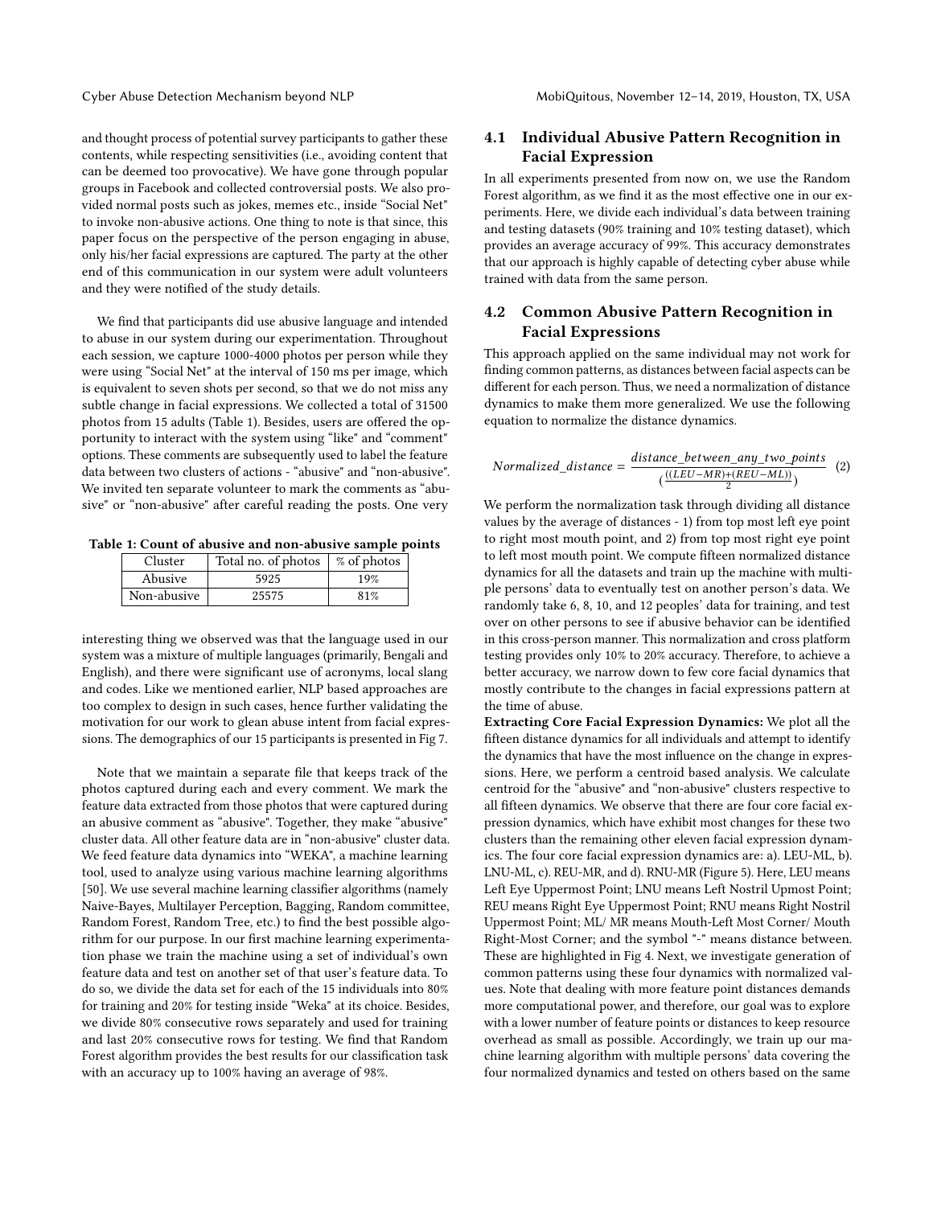and thought process of potential survey participants to gather these contents, while respecting sensitivities (i.e., avoiding content that can be deemed too provocative). We have gone through popular groups in Facebook and collected controversial posts. We also provided normal posts such as jokes, memes etc., inside "Social Net" to invoke non-abusive actions. One thing to note is that since, this paper focus on the perspective of the person engaging in abuse, only his/her facial expressions are captured. The party at the other end of this communication in our system were adult volunteers and they were notified of the study details.

We find that participants did use abusive language and intended to abuse in our system during our experimentation. Throughout each session, we capture 1000-4000 photos per person while they were using "Social Net" at the interval of 150 ms per image, which is equivalent to seven shots per second, so that we do not miss any subtle change in facial expressions. We collected a total of 31500 photos from 15 adults (Table 1). Besides, users are offered the opportunity to interact with the system using "like" and "comment" options. These comments are subsequently used to label the feature data between two clusters of actions - "abusive" and "non-abusive". We invited ten separate volunteer to mark the comments as "abusive" or "non-abusive" after careful reading the posts. One very interesting thing we observed was that the language used in our system was a mixture of multiple languages (primarily, Bengali and English), and there were significant use of acronyms, local slang and codes. Like we mentioned earlier, NLP based approaches are too complex to design in such cases, hence further validating the motivation for our work to glean abuse intent from facial expressions. The demographics of our 15 participants is presented in Fig 7.

**Table 1: Count of abusive and non-abusive sample points**

| Cluster | Total no. of photos | % of photos |
|---|---|---|
| Abusive | 5925 | 19% |
| Non-abusive | 25575 | 81% |

Note that we maintain a separate file that keeps track of the photos captured during each and every comment. We mark the feature data extracted from those photos that were captured during an abusive comment as "abusive". Together, they make "abusive" cluster data. All other feature data are in "non-abusive" cluster data. We feed feature data dynamics into "WEKA", a machine learning tool, used to analyze using various machine learning algorithms [50]. We use several machine learning classifier algorithms (namely Naive-Bayes, Multilayer Perception, Bagging, Random committee, Random Forest, Random Tree, etc.) to find the best possible algorithm for our purpose. In our first machine learning experimentation phase we train the machine using a set of individual's own feature data and test on another set of that user's feature data. To do so, we divide the data set for each of the 15 individuals into 80% for training and 20% for testing inside "Weka" at its choice. Besides, we divide 80% consecutive rows separately and used for training and last 20% consecutive rows for testing. We find that Random Forest algorithm provides the best results for our classification task with an accuracy up to 100% having an average of 98%.

## 4.1 Individual Abusive Pattern Recognition in Facial Expression

In all experiments presented from now on, we use the Random Forest algorithm, as we find it as the most effective one in our experiments. Here, we divide each individual's data between training and testing datasets (90% training and 10% testing dataset), which provides an average accuracy of 99%. This accuracy demonstrates that our approach is highly capable of detecting cyber abuse while trained with data from the same person.

## 4.2 Common Abusive Pattern Recognition in Facial Expressions

This approach applied on the same individual may not work for finding common patterns, as distances between facial aspects can be different for each person. Thus, we need a normalization of distance dynamics to make them more generalized. We use the following equation to normalize the distance dynamics.

$$Normalized\_distance = \frac{distance\_between\_any\_two\_points}{\left(\frac{((LEU-MR)+(REU-ML))}{2}\right)} \quad (2)$$

We perform the normalization task through dividing all distance values by the average of distances - 1) from top most left eye point to right most mouth point, and 2) from top most right eye point to left most mouth point. We compute fifteen normalized distance dynamics for all the datasets and train up the machine with multiple persons' data to eventually test on another person's data. We randomly take 6, 8, 10, and 12 peoples' data for training, and test over on other persons to see if abusive behavior can be identified in this cross-person manner. This normalization and cross platform testing provides only 10% to 20% accuracy. Therefore, to achieve a better accuracy, we narrow down to few core facial dynamics that mostly contribute to the changes in facial expressions pattern at the time of abuse.

**Extracting Core Facial Expression Dynamics:** We plot all the fifteen distance dynamics for all individuals and attempt to identify the dynamics that have the most influence on the change in expressions. Here, we perform a centroid based analysis. We calculate centroid for the "abusive" and "non-abusive" clusters respective to all fifteen dynamics. We observe that there are four core facial expression dynamics, which have exhibit most changes for these two clusters than the remaining other eleven facial expression dynamics. The four core facial expression dynamics are: a). LEU-ML, b). LNU-ML, c). REU-MR, and d). RNU-MR (Figure 5). Here, LEU means Left Eye Uppermost Point; LNU means Left Nostril Upmost Point; REU means Right Eye Uppermost Point; RNU means Right Nostril Uppermost Point; ML/ MR means Mouth-Left Most Corner/ Mouth Right-Most Corner; and the symbol "-" means distance between. These are highlighted in Fig 4. Next, we investigate generation of common patterns using these four dynamics with normalized values. Note that dealing with more feature point distances demands more computational power, and therefore, our goal was to explore with a lower number of feature points or distances to keep resource overhead as small as possible. Accordingly, we train up our machine learning algorithm with multiple persons' data covering the four normalized dynamics and tested on others based on the same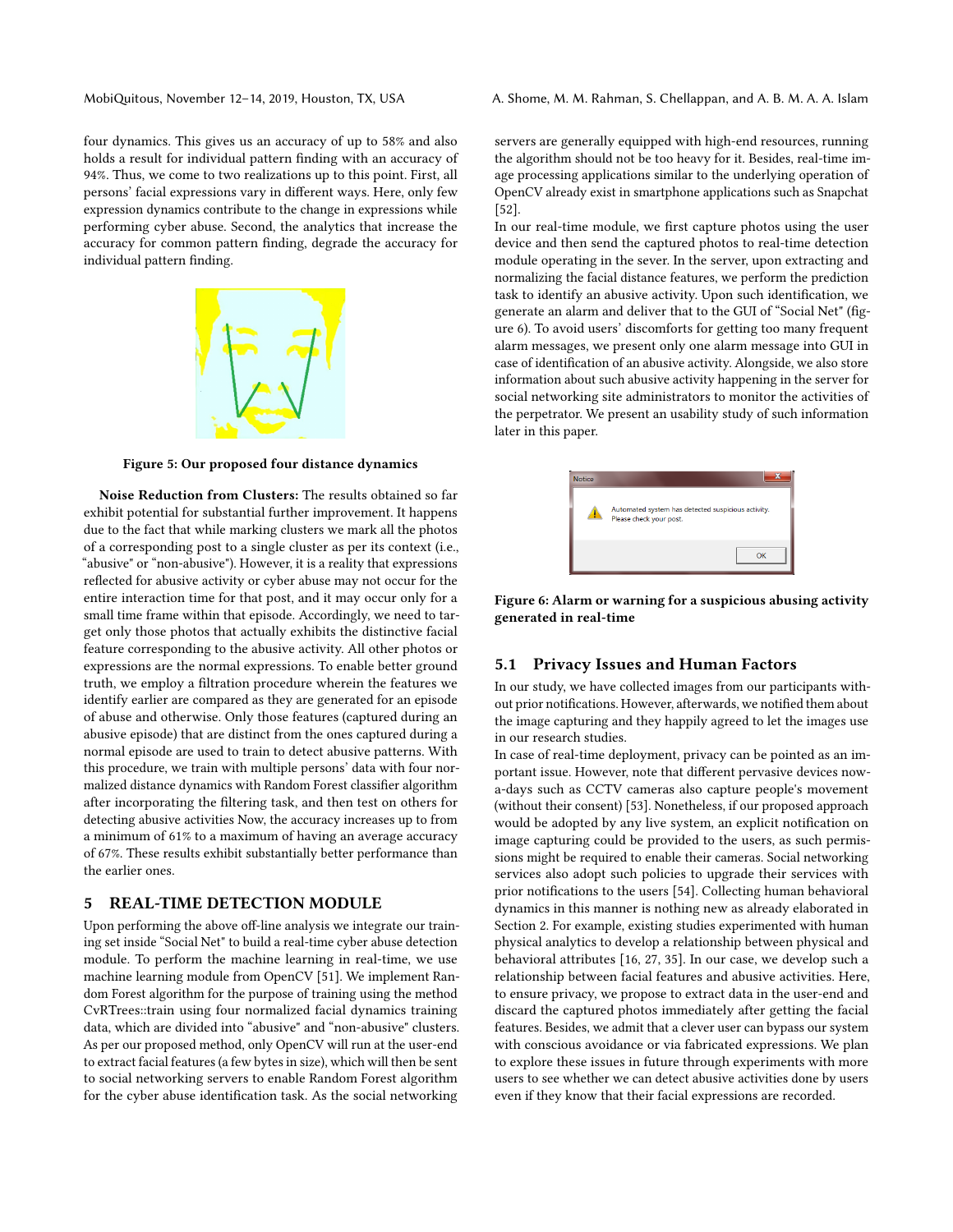four dynamics. This gives us an accuracy of up to 58% and also holds a result for individual pattern finding with an accuracy of 94%. Thus, we come to two realizations up to this point. First, all persons' facial expressions vary in different ways. Here, only few expression dynamics contribute to the change in expressions while performing cyber abuse. Second, the analytics that increase the accuracy for common pattern finding, degrade the accuracy for individual pattern finding.

Figure 5: Our proposed four distance dynamics

**Noise Reduction from Clusters:** The results obtained so far exhibit potential for substantial further improvement. It happens due to the fact that while marking clusters we mark all the photos of a corresponding post to a single cluster as per its context (i.e., "abusive" or "non-abusive"). However, it is a reality that expressions reflected for abusive activity or cyber abuse may not occur for the entire interaction time for that post, and it may occur only for a small time frame within that episode. Accordingly, we need to target only those photos that actually exhibits the distinctive facial feature corresponding to the abusive activity. All other photos or expressions are the normal expressions. To enable better ground truth, we employ a filtration procedure wherein the features we identify earlier are compared as they are generated for an episode of abuse and otherwise. Only those features (captured during an abusive episode) that are distinct from the ones captured during a normal episode are used to train to detect abusive patterns. With this procedure, we train with multiple persons' data with four normalized distance dynamics with Random Forest classifier algorithm after incorporating the filtering task, and then test on others for detecting abusive activities Now, the accuracy increases up to from a minimum of 61% to a maximum of having an average accuracy of 67%. These results exhibit substantially better performance than the earlier ones.

## 5 REAL-TIME DETECTION MODULE

Upon performing the above off-line analysis we integrate our training set inside "Social Net" to build a real-time cyber abuse detection module. To perform the machine learning in real-time, we use machine learning module from OpenCV [51]. We implement Random Forest algorithm for the purpose of training using the method CvRTrees::train using four normalized facial dynamics training data, which are divided into "abusive" and "non-abusive" clusters. As per our proposed method, only OpenCV will run at the user-end to extract facial features (a few bytes in size), which will then be sent to social networking servers to enable Random Forest algorithm for the cyber abuse identification task. As the social networking servers are generally equipped with high-end resources, running the algorithm should not be too heavy for it. Besides, real-time image processing applications similar to the underlying operation of OpenCV already exist in smartphone applications such as Snapchat [52].

In our real-time module, we first capture photos using the user device and then send the captured photos to real-time detection module operating in the sever. In the server, upon extracting and normalizing the facial distance features, we perform the prediction task to identify an abusive activity. Upon such identification, we generate an alarm and deliver that to the GUI of "Social Net" (figure 6). To avoid users' discomforts for getting too many frequent alarm messages, we present only one alarm message into GUI in case of identification of an abusive activity. Alongside, we also store information about such abusive activity happening in the server for social networking site administrators to monitor the activities of the perpetrator. We present an usability study of such information later in this paper.

Figure 6: Alarm or warning for a suspicious abusing activity generated in real-time

### 5.1 Privacy Issues and Human Factors

In our study, we have collected images from our participants without prior notifications. However, afterwards, we notified them about the image capturing and they happily agreed to let the images use in our research studies.

In case of real-time deployment, privacy can be pointed as an important issue. However, note that different pervasive devices nowa-days such as CCTV cameras also capture people's movement (without their consent) [53]. Nonetheless, if our proposed approach would be adopted by any live system, an explicit notification on image capturing could be provided to the users, as such permissions might be required to enable their cameras. Social networking services also adopt such policies to upgrade their services with prior notifications to the users [54]. Collecting human behavioral dynamics in this manner is nothing new as already elaborated in Section 2. For example, existing studies experimented with human physical analytics to develop a relationship between physical and behavioral attributes [16, 27, 35]. In our case, we develop such a relationship between facial features and abusive activities. Here, to ensure privacy, we propose to extract data in the user-end and discard the captured photos immediately after getting the facial features. Besides, we admit that a clever user can bypass our system with conscious avoidance or via fabricated expressions. We plan to explore these issues in future through experiments with more users to see whether we can detect abusive activities done by users even if they know that their facial expressions are recorded.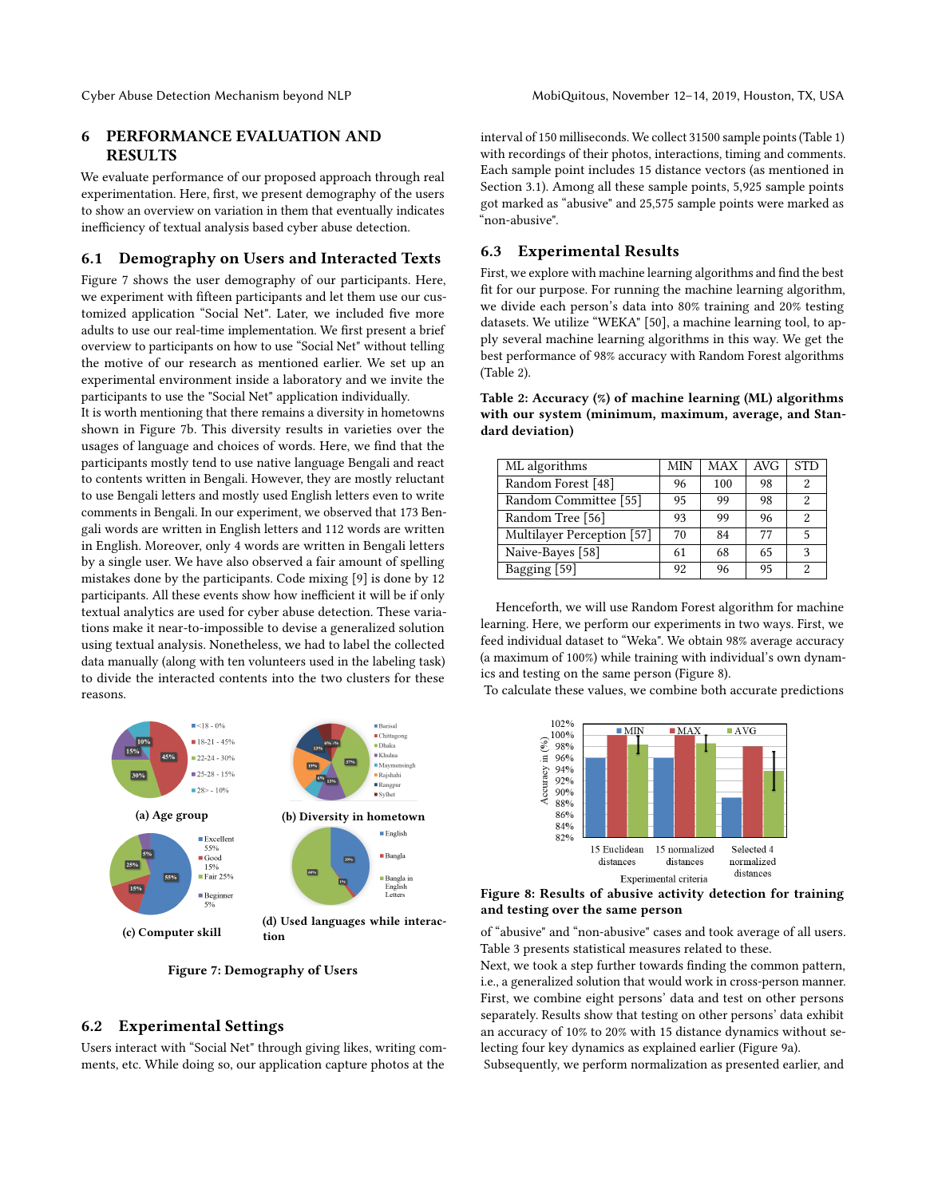## 6 PERFORMANCE EVALUATION AND RESULTS

We evaluate performance of our proposed approach through real experimentation. Here, first, we present demography of the users to show an overview on variation in them that eventually indicates inefficiency of textual analysis based cyber abuse detection.

### 6.1 Demography on Users and Interacted Texts

Figure 7 shows the user demography of our participants. Here, we experiment with fifteen participants and let them use our customized application "Social Net". Later, we included five more adults to use our real-time implementation. We first present a brief overview to participants on how to use "Social Net" without telling the motive of our research as mentioned earlier. We set up an experimental environment inside a laboratory and we invite the participants to use the "Social Net" application individually.

It is worth mentioning that there remains a diversity in hometowns shown in Figure 7b. This diversity results in varieties over the usages of language and choices of words. Here, we find that the participants mostly tend to use native language Bengali and react to contents written in Bengali. However, they are mostly reluctant to use Bengali letters and mostly used English letters even to write comments in Bengali. In our experiment, we observed that 173 Bengali words are written in English letters and 112 words are written in English. Moreover, only 4 words are written in Bengali letters by a single user. We have also observed a fair amount of spelling mistakes done by the participants. Code mixing [9] is done by 12 participants. All these events show how inefficient it will be if only textual analytics are used for cyber abuse detection. These variations make it near-to-impossible to devise a generalized solution using textual analysis. Nonetheless, we had to label the collected data manually (along with ten volunteers used in the labeling task) to divide the interacted contents into the two clusters for these reasons.

(a) Age group

(b) Diversity in hometown

(c) Computer skill

(d) Used languages while interaction

Figure 7: Demography of Users

### 6.2 Experimental Settings

Users interact with "Social Net" through giving likes, writing comments, etc. While doing so, our application capture photos at the interval of 150 milliseconds. We collect 31500 sample points (Table 1) with recordings of their photos, interactions, timing and comments. Each sample point includes 15 distance vectors (as mentioned in Section 3.1). Among all these sample points, 5,925 sample points got marked as "abusive" and 25,575 sample points were marked as "non-abusive".

### 6.3 Experimental Results

First, we explore with machine learning algorithms and find the best fit for our purpose. For running the machine learning algorithm, we divide each person's data into 80% training and 20% testing datasets. We utilize "WEKA" [50], a machine learning tool, to apply several machine learning algorithms in this way. We get the best performance of 98% accuracy with Random Forest algorithms (Table 2).

**Table 2: Accuracy (%) of machine learning (ML) algorithms with our system (minimum, maximum, average, and Standard deviation)**

| ML algorithms | MIN | MAX | AVG | STD |
|---|---|---|---|---|
| Random Forest [48] | 96 | 100 | 98 | 2 |
| Random Committee [55] | 95 | 99 | 98 | 2 |
| Random Tree [56] | 93 | 99 | 96 | 2 |
| Multilayer Perception [57] | 70 | 84 | 77 | 5 |
| Naive-Bayes [58] | 61 | 68 | 65 | 3 |
| Bagging [59] | 92 | 96 | 95 | 2 |

Henceforth, we will use Random Forest algorithm for machine learning. Here, we perform our experiments in two ways. First, we feed individual dataset to "Weka". We obtain 98% average accuracy (a maximum of 100%) while training with individual's own dynamics and testing on the same person (Figure 8).

To calculate these values, we combine both accurate predictions of "abusive" and "non-abusive" cases and took average of all users. Table 3 presents statistical measures related to these.

Figure 8: Results of abusive activity detection for training and testing over the same person

Next, we took a step further towards finding the common pattern, i.e., a generalized solution that would work in cross-person manner. First, we combine eight persons' data and test on other persons separately. Results show that testing on other persons' data exhibit an accuracy of 10% to 20% with 15 distance dynamics without selecting four key dynamics as explained earlier (Figure 9a).

Subsequently, we perform normalization as presented earlier, and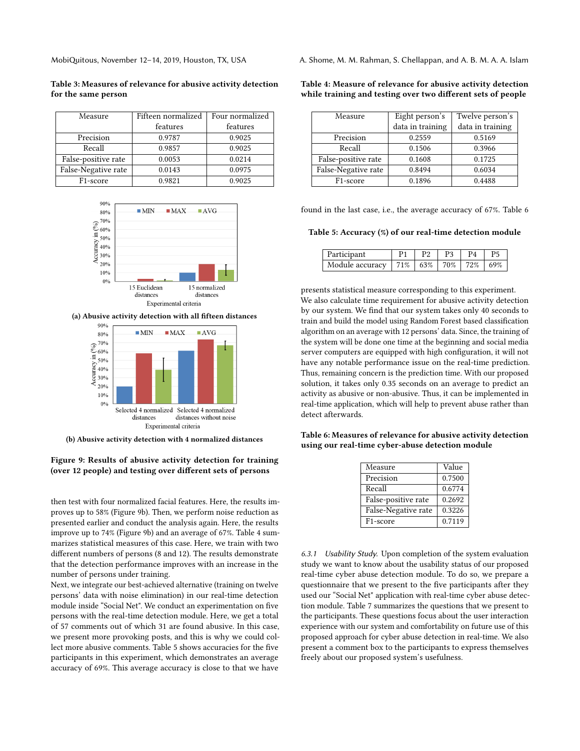**Table 3: Measures of relevance for abusive activity detection for the same person**

| Measure | Fifteen normalized features | Four normalized features |
| --- | --- | --- |
| Precision | 0.9787 | 0.9025 |
| Recall | 0.9857 | 0.9025 |
| False-positive rate | 0.0053 | 0.0214 |
| False-Negative rate | 0.0143 | 0.0975 |
| F1-score | 0.9821 | 0.9025 |

(a) Abusive activity detection with all fifteen distances

(b) Abusive activity detection with 4 normalized distances

**Figure 9: Results of abusive activity detection for training (over 12 people) and testing over different sets of persons**

then test with four normalized facial features. Here, the results improves up to 58% (Figure 9b). Then, we perform noise reduction as presented earlier and conduct the analysis again. Here, the results improve up to 74% (Figure 9b) and an average of 67%. Table 4 summarizes statistical measures of this case. Here, we train with two different numbers of persons (8 and 12). The results demonstrate that the detection performance improves with an increase in the number of persons under training.

Next, we integrate our best-achieved alternative (training on twelve persons' data with noise elimination) in our real-time detection module inside "Social Net". We conduct an experimentation on five persons with the real-time detection module. Here, we get a total of 57 comments out of which 31 are found abusive. In this case, we present more provoking posts, and this is why we could collect more abusive comments. Table 5 shows accuracies for the five participants in this experiment, which demonstrates an average accuracy of 69%. This average accuracy is close to that we have found in the last case, i.e., the average accuracy of 67%. Table 6 presents statistical measure corresponding to this experiment.

**Table 4: Measure of relevance for abusive activity detection while training and testing over two different sets of people**

| Measure | Eight person's data in training | Twelve person's data in training |
| --- | --- | --- |
| Precision | 0.2559 | 0.5169 |
| Recall | 0.1506 | 0.3966 |
| False-positive rate | 0.1608 | 0.1725 |
| False-Negative rate | 0.8494 | 0.6034 |
| F1-score | 0.1896 | 0.4488 |

**Table 5: Accuracy (%) of our real-time detection module**

| Participant | P1 | P2 | P3 | P4 | P5 |
| --- | --- | --- | --- | --- | --- |
| Module accuracy | 71% | 63% | 70% | 72% | 69% |

We also calculate time requirement for abusive activity detection by our system. We find that our system takes only 40 seconds to train and build the model using Random Forest based classification algorithm on an average with 12 persons' data. Since, the training of the system will be done one time at the beginning and social media server computers are equipped with high configuration, it will not have any notable performance issue on the real-time prediction. Thus, remaining concern is the prediction time. With our proposed solution, it takes only 0.35 seconds on an average to predict an activity as abusive or non-abusive. Thus, it can be implemented in real-time application, which will help to prevent abuse rather than detect afterwards.

**Table 6: Measures of relevance for abusive activity detection using our real-time cyber-abuse detection module**

| Measure | Value |
| --- | --- |
| Precision | 0.7500 |
| Recall | 0.6774 |
| False-positive rate | 0.2692 |
| False-Negative rate | 0.3226 |
| F1-score | 0.7119 |

*6.3.1 Usability Study.* Upon completion of the system evaluation study we want to know about the usability status of our proposed real-time cyber abuse detection module. To do so, we prepare a questionnaire that we present to the five participants after they used our "Social Net" application with real-time cyber abuse detection module. Table 7 summarizes the questions that we present to the participants. These questions focus about the user interaction experience with our system and comfortability on future use of this proposed approach for cyber abuse detection in real-time. We also present a comment box to the participants to express themselves freely about our proposed system's usefulness.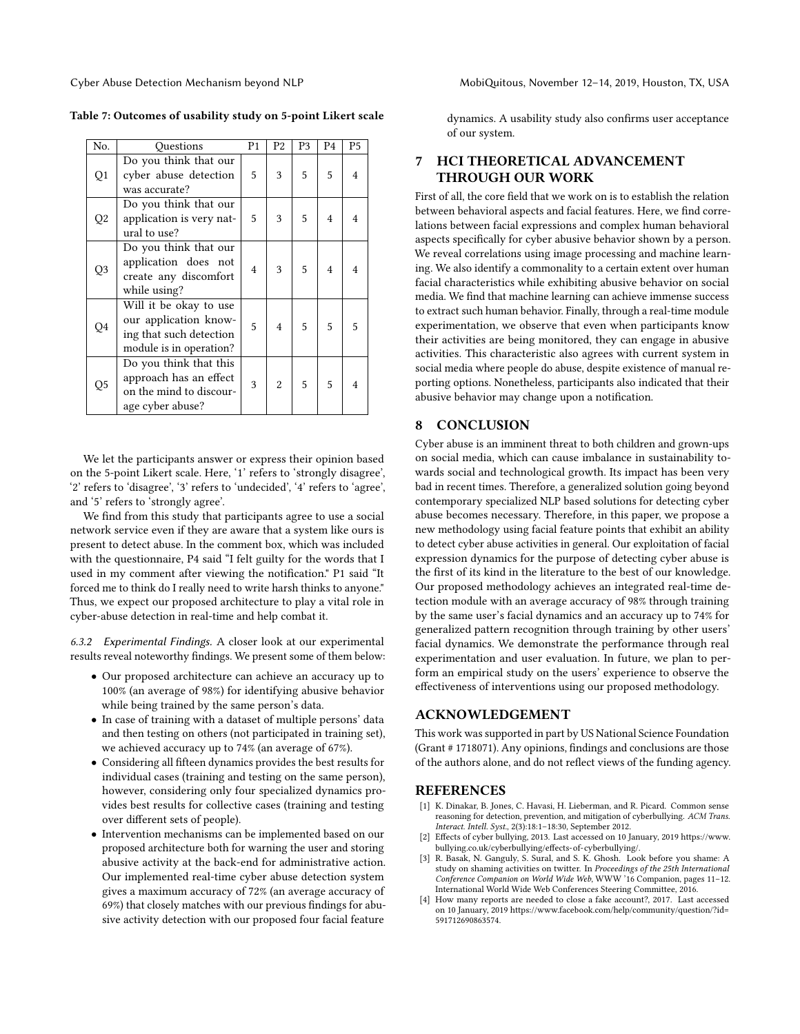Table 7: Outcomes of usability study on 5-point Likert scale

| No. | Questions | P1 | P2 | P3 | P4 | P5 |
|---|---|---|---|---|---|---|
| Q1 | Do you think that our cyber abuse detection was accurate? | 5 | 3 | 5 | 5 | 4 |
| Q2 | Do you think that our application is very natural to use? | 5 | 3 | 5 | 4 | 4 |
| Q3 | Do you think that our application does not create any discomfort while using? | 4 | 3 | 5 | 4 | 4 |
| Q4 | Will it be okay to use our application knowing that such detection module is in operation? | 5 | 4 | 5 | 5 | 5 |
| Q5 | Do you think that this approach has an effect on the mind to discourage cyber abuse? | 3 | 2 | 5 | 5 | 4 |

We let the participants answer or express their opinion based on the 5-point Likert scale. Here, '1' refers to 'strongly disagree', '2' refers to 'disagree', '3' refers to 'undecided', '4' refers to 'agree', and '5' refers to 'strongly agree'.

We find from this study that participants agree to use a social network service even if they are aware that a system like ours is present to detect abuse. In the comment box, which was included with the questionnaire, P4 said "I felt guilty for the words that I used in my comment after viewing the notification." P1 said "It forced me to think do I really need to write harsh thinks to anyone." Thus, we expect our proposed architecture to play a vital role in cyber-abuse detection in real-time and help combat it.

*6.3.2 Experimental Findings.* A closer look at our experimental results reveal noteworthy findings. We present some of them below:

- Our proposed architecture can achieve an accuracy up to 100% (an average of 98%) for identifying abusive behavior while being trained by the same person's data.
- In case of training with a dataset of multiple persons' data and then testing on others (not participated in training set), we achieved accuracy up to 74% (an average of 67%).
- Considering all fifteen dynamics provides the best results for individual cases (training and testing on the same person), however, considering only four specialized dynamics provides best results for collective cases (training and testing over different sets of people).
- Intervention mechanisms can be implemented based on our proposed architecture both for warning the user and storing abusive activity at the back-end for administrative action. Our implemented real-time cyber abuse detection system gives a maximum accuracy of 72% (an average accuracy of 69%) that closely matches with our previous findings for abusive activity detection with our proposed four facial feature dynamics. A usability study also confirms user acceptance of our system.

## 7 HCI THEORETICAL ADVANCEMENT THROUGH OUR WORK

First of all, the core field that we work on is to establish the relation between behavioral aspects and facial features. Here, we find correlations between facial expressions and complex human behavioral aspects specifically for cyber abusive behavior shown by a person. We reveal correlations using image processing and machine learning. We also identify a commonality to a certain extent over human facial characteristics while exhibiting abusive behavior on social media. We find that machine learning can achieve immense success to extract such human behavior. Finally, through a real-time module experimentation, we observe that even when participants know their activities are being monitored, they can engage in abusive activities. This characteristic also agrees with current system in social media where people do abuse, despite existence of manual reporting options. Nonetheless, participants also indicated that their abusive behavior may change upon a notification.

## 8 CONCLUSION

Cyber abuse is an imminent threat to both children and grown-ups on social media, which can cause imbalance in sustainability towards social and technological growth. Its impact has been very bad in recent times. Therefore, a generalized solution going beyond contemporary specialized NLP based solutions for detecting cyber abuse becomes necessary. Therefore, in this paper, we propose a new methodology using facial feature points that exhibit an ability to detect cyber abuse activities in general. Our exploitation of facial expression dynamics for the purpose of detecting cyber abuse is the first of its kind in the literature to the best of our knowledge. Our proposed methodology achieves an integrated real-time detection module with an average accuracy of 98% through training by the same user's facial dynamics and an accuracy up to 74% for generalized pattern recognition through training by other users' facial dynamics. We demonstrate the performance through real experimentation and user evaluation. In future, we plan to perform an empirical study on the users' experience to observe the effectiveness of interventions using our proposed methodology.

## ACKNOWLEDGEMENT

This work was supported in part by US National Science Foundation (Grant # 1718071). Any opinions, findings and conclusions are those of the authors alone, and do not reflect views of the funding agency.

## REFERENCES

[1] K. Dinakar, B. Jones, C. Havasi, H. Lieberman, and R. Picard. Common sense reasoning for detection, prevention, and mitigation of cyberbullying. *ACM Trans. Interact. Intell. Syst.*, 2(3):18:1–18:30, September 2012.

[2] Effects of cyber bullying, 2013. Last accessed on 10 January, 2019 https://www.bullying.co.uk/cyberbullying/effects-of-cyberbullying/.

[3] R. Basak, N. Ganguly, S. Sural, and S. K. Ghosh. Look before you shame: A study on shaming activities on twitter. In *Proceedings of the 25th International Conference Companion on World Wide Web*, WWW '16 Companion, pages 11–12. International World Wide Web Conferences Steering Committee, 2016.

[4] How many reports are needed to close a fake account?, 2017. Last accessed on 10 January, 2019 https://www.facebook.com/help/community/question/?id=591712690863574.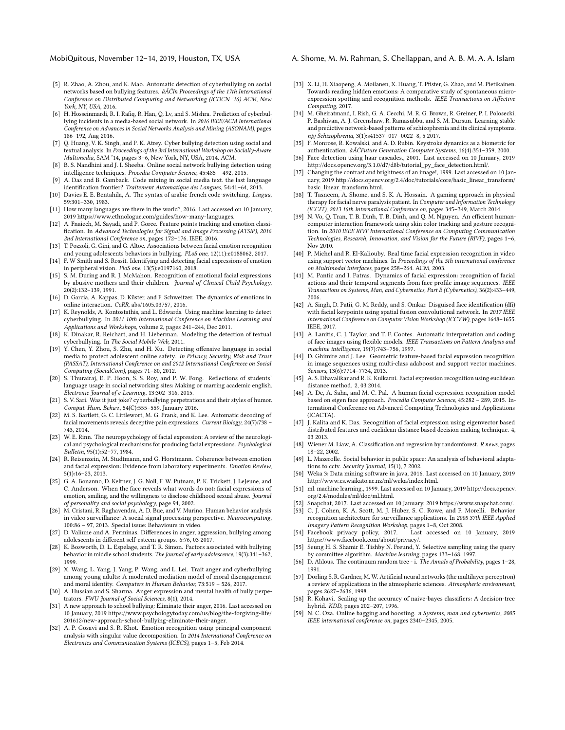[5] R. Zhao, A. Zhou, and K. Mao. Automatic detection of cyberbullying on social networks based on bullying features. âĂĲIn *Proceedings of the 17th International Conference on Distributed Computing and Networking (ICDCN '16) ACM, New York, NY, USA*, 2016.

[6] H. Hosseinmardi, R. I. Rafiq, R. Han, Q. Lv, and S. Mishra. Prediction of cyberbullying incidents in a media-based social network. In *2016 IEEE/ACM International Conference on Advances in Social Networks Analysis and Mining (ASONAM)*, pages 186–192, Aug 2016.

[7] Q. Huang, V. K. Singh, and P. K. Atrey. Cyber bullying detection using social and textual analysis. In *Proceedings of the 3rd International Workshop on Socially-Aware Multimedia*, SAM '14, pages 3–6, New York, NY, USA, 2014. ACM.

[8] B. S. Nandhini and J. I. Sheeba. Online social network bullying detection using intelligence techniques. *Procedia Computer Science*, 45:485 – 492, 2015.

[9] A. Das and B. Gamback. Code mixing in social media text. the last language identification frontier? *Traitement Automatique des Langues*, 54:41–64, 2013.

[10] Davies E. E. Bentahila, A. The syntax of arabic-french code-switching. *Lingua*, 59:301–330, 1983.

[11] How many languages are there in the world?, 2016. Last accessed on 10 January, 2019 https://www.ethnologue.com/guides/how-many-languages.

[12] A. Fnaiech, M. Sayadi, and P. Gorce. Feature points tracking and emotion classification. In *Advanced Technologies for Signal and Image Processing (ATSIP), 2016 2nd International Conference on*, pages 172–176. IEEE, 2016.

[13] T. Pozzoli, G. Gini, and G. Altoe. Associations between facial emotion recognition and young adolescents behaviors in bullying. *PLoS one*, 12(11):e0188062, 2017.

[14] F. W Smith and S. Rossit. Identifying and detecting facial expressions of emotion in peripheral vision. *PloS one*, 13(5):e0197160, 2018.

[15] S. M. During and R. J. McMahon. Recognition of emotional facial expressions by abusive mothers and their children. *Journal of Clinical Child Psychology*, 20(2):132–139, 1991.

[16] D. Garcia, A. Kappas, D. Küster, and F. Schweitzer. The dynamics of emotions in online interaction. *CoRR*, abs/1605.03757, 2016.

[17] K. Reynolds, A. Kontostathis, and L. Edwards. Using machine learning to detect cyberbullying. In *2011 10th International Conference on Machine Learning and Applications and Workshops*, volume 2, pages 241–244, Dec 2011.

[18] K. Dinakar, R. Reichart, and H. Lieberman. Modeling the detection of textual cyberbullying. In *The Social Mobile Web*, 2011.

[19] Y. Chen, Y. Zhou, S. Zhu, and H. Xu. Detecting offensive language in social media to protect adolescent online safety. *In Privacy, Security, Risk and Trust (PASSAT), International Conference on and 2012 International Confernece on Social Computing (SocialCom)*, pages 71–80, 2012.

[20] S. Thurairaj, E. P. Hoon, S. S. Roy, and P. W. Fong. Reflections of students' language usage in social networking sites: Making or marring academic english. *Electronic Journal of e-Learning*, 13:302–316, 2015.

[21] S. V. Sari. Was it just joke? cyberbullying perpetrations and their styles of humor. *Comput. Hum. Behav.*, 54(C):555–559, January 2016.

[22] M. S. Bartlett, G. C. Littlewort, M. G. Frank, and K. Lee. Automatic decoding of facial movements reveals deceptive pain expressions. *Current Biology*, 24(7):738 – 743, 2014.

[23] W. E. Rinn. The neuropsychology of facial expression: A review of the neurological and psychological mechanisms for producing facial expressions. *Psychological Bulletin*, 95(1):52–77, 1984.

[24] R. Reisenzein, M. Studtmann, and G. Horstmann. Coherence between emotion and facial expression: Evidence from laboratory experiments. *Emotion Review*, 5(1):16–23, 2013.

[25] G. A. Bonanno, D. Keltner, J. G. Noll, F. W. Putnam, P. K. Trickett, J. LeJeune, and C. Anderson. When the face reveals what words do not: facial expressions of emotion, smiling, and the willingness to disclose childhood sexual abuse. *Journal of personality and social psychology*, page 94, 2002.

[26] M. Cristani, R. Raghavendra, A. D. Bue, and V. Murino. Human behavior analysis in video surveillance: A social signal processing perspective. *Neurocomputing*, 100:86 – 97, 2013. Special issue: Behaviours in video.

[27] D. Valiune and A. Perminas. Differences in anger, aggression, bullying among adolescents in different self-esteem groups. 6:76, 03 2017.

[28] K. Bosworth, D. L. Espelage, and T. R. Simon. Factors associated with bullying behavior in middle school students. *The journal of early adolescence*, 19(3):341–362, 1999.

[29] X. Wang, L. Yang, J. Yang, P. Wang, and L. Lei. Trait anger and cyberbullying among young adults: A moderated mediation model of moral disengagement and moral identity. *Computers in Human Behavior*, 73:519 – 526, 2017.

[30] A. Hussian and S. Sharma. Anger expression and mental health of bully perpetrators. *FWU Journal of Social Sciences*, 8(1), 2014.

[31] A new approach to school bullying: Eliminate their anger, 2016. Last accessed on 10 January, 2019 https://www.psychologytoday.com/us/blog/the-forgiving-life/201612/new-approach-school-bullying-eliminate-their-anger.

[32] A. P. Gosavi and S. R. Khot. Emotion recognition using principal component analysis with singular value decomposition. In *2014 International Conference on Electronics and Communication Systems (ICECS)*, pages 1–5, Feb 2014.

[33] X. Li, H. Xiaopeng, A. Moilanen, X. Huang, T. Pfister, G. Zhao, and M. Pietikainen. Towards reading hidden emotions: A comparative study of spontaneous micro-expression spotting and recognition methods. *IEEE Transactions on Affective Computing*, 2017.

[34] M. Gheiratmand, I. Rish, G. A. Cecchi, M. R. G. Brown, R. Greiner, P. I. Polosecki, P. Bashivan, A. J. Greenshaw, R. Ramasubbu, and S. M. Dursun. Learning stable and predictive network-based patterns of schizophrenia and its clinical symptoms. *npj Schizophrenia*, 3(1):s41537–017–0022–8, 5 2017.

[35] F. Monrose, R. Kowalski, and A. D. Rubin. Keystroke dynamics as a biometric for authentication. *âĂĲFuture Generation Computer Systems*, 16(4):351–359, 2000.

[36] Face detection using haar cascades., 2001. Last accessed on 10 January, 2019 http://docs.opencv.org/3.1.0/d7/d8b/tutorial_py_face_detection.html/.

[37] Changing the contrast and brightness of an image!, 1999. Last accessed on 10 January, 2019 http://docs.opencv.org/2.4/doc/tutorials/core/basic_linear_transform/basic_linear_transform.html.

[38] T. Tasneem, A. Shome, and S. K. A. Hossain. A gaming approach in physical therapy for facial nerve paralysis patient. In *Computer and Information Technology (ICCIT), 2013 16th International Conference on*, pages 345–349, March 2014.

[39] N. Vo, Q. Tran, T. B. Dinh, T. B. Dinh, and Q. M. Nguyen. An efficient human-computer interaction framework using skin color tracking and gesture recognition. In *2010 IEEE RIVF International Conference on Computing Communication Technologies, Research, Innovation, and Vision for the Future (RIVF)*, pages 1–6, Nov 2010.

[40] P. Michel and R. El-Kaliouby. Real time facial expression recognition in video using support vector machines. In *Proceedings of the 5th international conference on Multimodal interfaces*, pages 258–264. ACM, 2003.

[41] M. Pantic and I. Patras. Dynamics of facial expression: recognition of facial actions and their temporal segments from face profile image sequences. *IEEE Transactions on Systems, Man, and Cybernetics, Part B (Cybernetics)*, 36(2):433–449, 2006.

[42] A. Singh, D. Patii, G. M. Reddy, and S. Omkar. Disguised face identification (dfi) with facial keypoints using spatial fusion convolutional network. In *2017 IEEE International Conference on Computer Vision Workshop (ICCVW)*, pages 1648–1655. IEEE, 2017.

[43] A. Lanitis, C. J. Taylor, and T. F. Cootes. Automatic interpretation and coding of face images using flexible models. *IEEE Transactions on Pattern Analysis and machine intelligence*, 19(7):743–756, 1997.

[44] D. Ghimire and J. Lee. Geometric feature-based facial expression recognition in image sequences using multi-class adaboost and support vector machines. *Sensors*, 13(6):7714–7734, 2013.

[45] A. S. Dhavalikar and R. K. Kulkarni. Facial expression recognition using euclidean distance method. 2, 03 2014.

[46] A. De, A. Saha, and M. C. Pal. A human facial expression recognition model based on eigen face approach. *Procedia Computer Science*, 45:282 – 289, 2015. International Conference on Advanced Computing Technologies and Applications (ICACTA).

[47] J. Kalita and K. Das. Recognition of facial expression using eigenvector based distributed features and euclidean distance based decision making technique. 4, 03 2013.

[48] Wiener M. Liaw, A. Classification and regression by randomforest. *R news*, pages 18–22, 2002.

[49] L. Mazerolle. Social behavior in public space: An analysis of behavioral adaptations to cctv. *Security Journal*, 15(1), 7 2002.

[50] Weka 3: Data mining software in java, 2016. Last accessed on 10 January, 2019 http://www.cs.waikato.ac.nz/ml/weka/index.html.

[51] ml. machine learning., 1999. Last accessed on 10 January, 2019 http://docs.opencv.org/2.4/modules/ml/doc/ml.html.

[52] Snapchat, 2017. Last accessed on 10 January, 2019 https://www.snapchat.com/.

[53] C. J. Cohen, K. A. Scott, M. J. Huber, S. C. Rowe, and F. Morelli. Behavior recognition architecture for surveillance applications. In *2008 37th IEEE Applied Imagery Pattern Recognition Workshop*, pages 1–8, Oct 2008.

[54] Facebook privacy policy, 2017. Last accessed on 10 January, 2019 https://www.facebook.com/about/privacy/.

[55] Seung H. S. Shamir E. Tishby N. Freund, Y. Selective sampling using the query by committee algorithm. *Machine learning*, pages 133–168, 1997.

[56] D. Aldous. The continuum random tree - i. *The Annals of Probability*, pages 1–28, 1991.

[57] Dorling S.R. Gardner, M.W. Artificial neural networks (the multilayer perceptron) a review of applications in the atmospheric sciences. *Atmospheric environment*, pages 2627–2636, 1998.

[58] R. Kohavi. Scaling up the accuracy of naive-bayes classifiers: A decision-tree hybrid. *KDD*, pages 202–207, 1996.

[59] N. C. Oza. Online bagging and boosting. *n Systems, man and cybernetics, 2005 IEEE international conference on*, pages 2340–2345, 2005.